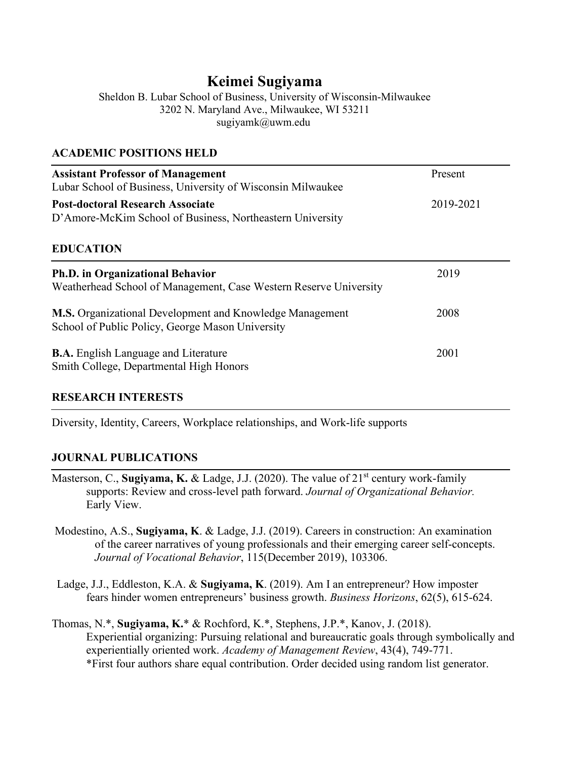# Keimei Sugiyama

Sheldon B. Lubar School of Business, University of Wisconsin-Milwaukee
3202 N. Maryland Ave., Milwaukee, WI 53211
sugiyamk@uwm.edu

## ACADEMIC POSITIONS HELD

**Assistant Professor of Management** — Present
Lubar School of Business, University of Wisconsin Milwaukee

**Post-doctoral Research Associate** — 2019-2021
D'Amore-McKim School of Business, Northeastern University

## EDUCATION

**Ph.D. in Organizational Behavior** — 2019
Weatherhead School of Management, Case Western Reserve University

**M.S.** Organizational Development and Knowledge Management — 2008
School of Public Policy, George Mason University

**B.A.** English Language and Literature — 2001
Smith College, Departmental High Honors

## RESEARCH INTERESTS

Diversity, Identity, Careers, Workplace relationships, and Work-life supports

## JOURNAL PUBLICATIONS

Masterson, C., **Sugiyama, K.** & Ladge, J.J. (2020). The value of 21st century work-family supports: Review and cross-level path forward. *Journal of Organizational Behavior.* Early View.

Modestino, A.S., **Sugiyama, K**. & Ladge, J.J. (2019). Careers in construction: An examination of the career narratives of young professionals and their emerging career self-concepts. *Journal of Vocational Behavior*, 115(December 2019), 103306.

Ladge, J.J., Eddleston, K.A. & **Sugiyama, K**. (2019). Am I an entrepreneur? How imposter fears hinder women entrepreneurs' business growth. *Business Horizons*, 62(5), 615-624.

Thomas, N.*, **Sugiyama, K.*** & Rochford, K.*, Stephens, J.P.*, Kanov, J. (2018). Experiential organizing: Pursuing relational and bureaucratic goals through symbolically and experientially oriented work. *Academy of Management Review*, 43(4), 749-771.
*First four authors share equal contribution. Order decided using random list generator.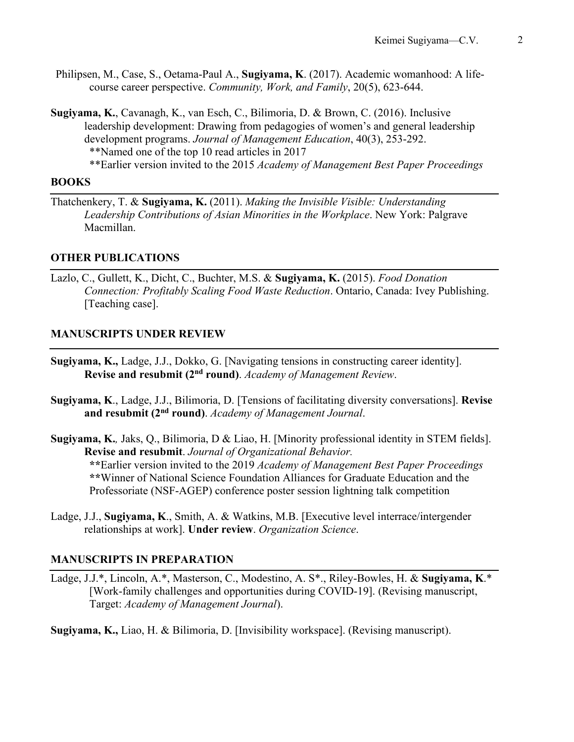Philipsen, M., Case, S., Oetama-Paul A., **Sugiyama, K**. (2017). Academic womanhood: A life-course career perspective. *Community, Work, and Family*, 20(5), 623-644.

**Sugiyama, K.**, Cavanagh, K., van Esch, C., Bilimoria, D. & Brown, C. (2016). Inclusive leadership development: Drawing from pedagogies of women's and general leadership development programs. *Journal of Management Education*, 40(3), 253-292.
**Named one of the top 10 read articles in 2017
**Earlier version invited to the 2015 *Academy of Management Best Paper Proceedings*

## BOOKS

Thatchenkery, T. & **Sugiyama, K.** (2011). *Making the Invisible Visible: Understanding Leadership Contributions of Asian Minorities in the Workplace*. New York: Palgrave Macmillan.

## OTHER PUBLICATIONS

Lazlo, C., Gullett, K., Dicht, C., Buchter, M.S. & **Sugiyama, K.** (2015). *Food Donation Connection: Profitably Scaling Food Waste Reduction*. Ontario, Canada: Ivey Publishing. [Teaching case].

## MANUSCRIPTS UNDER REVIEW

**Sugiyama, K.,** Ladge, J.J., Dokko, G. [Navigating tensions in constructing career identity]. **Revise and resubmit (2nd round)**. *Academy of Management Review*.

**Sugiyama, K**., Ladge, J.J., Bilimoria, D. [Tensions of facilitating diversity conversations]. **Revise and resubmit (2nd round)**. *Academy of Management Journal*.

**Sugiyama, K.***,* Jaks, Q., Bilimoria, D & Liao, H. [Minority professional identity in STEM fields]. **Revise and resubmit**. *Journal of Organizational Behavior.*
**Earlier version invited to the 2019 *Academy of Management Best Paper Proceedings*
**Winner of National Science Foundation Alliances for Graduate Education and the Professoriate (NSF-AGEP) conference poster session lightning talk competition

Ladge, J.J., **Sugiyama, K**., Smith, A. & Watkins, M.B. [Executive level interrace/intergender relationships at work]. **Under review**. *Organization Science*.

## MANUSCRIPTS IN PREPARATION

Ladge, J.J.*, Lincoln, A.*, Masterson, C., Modestino, A. S*., Riley-Bowles, H. & **Sugiyama, K**.* [Work-family challenges and opportunities during COVID-19]. (Revising manuscript, Target: *Academy of Management Journal*).

**Sugiyama, K.,** Liao, H. & Bilimoria, D. [Invisibility workspace]. (Revising manuscript).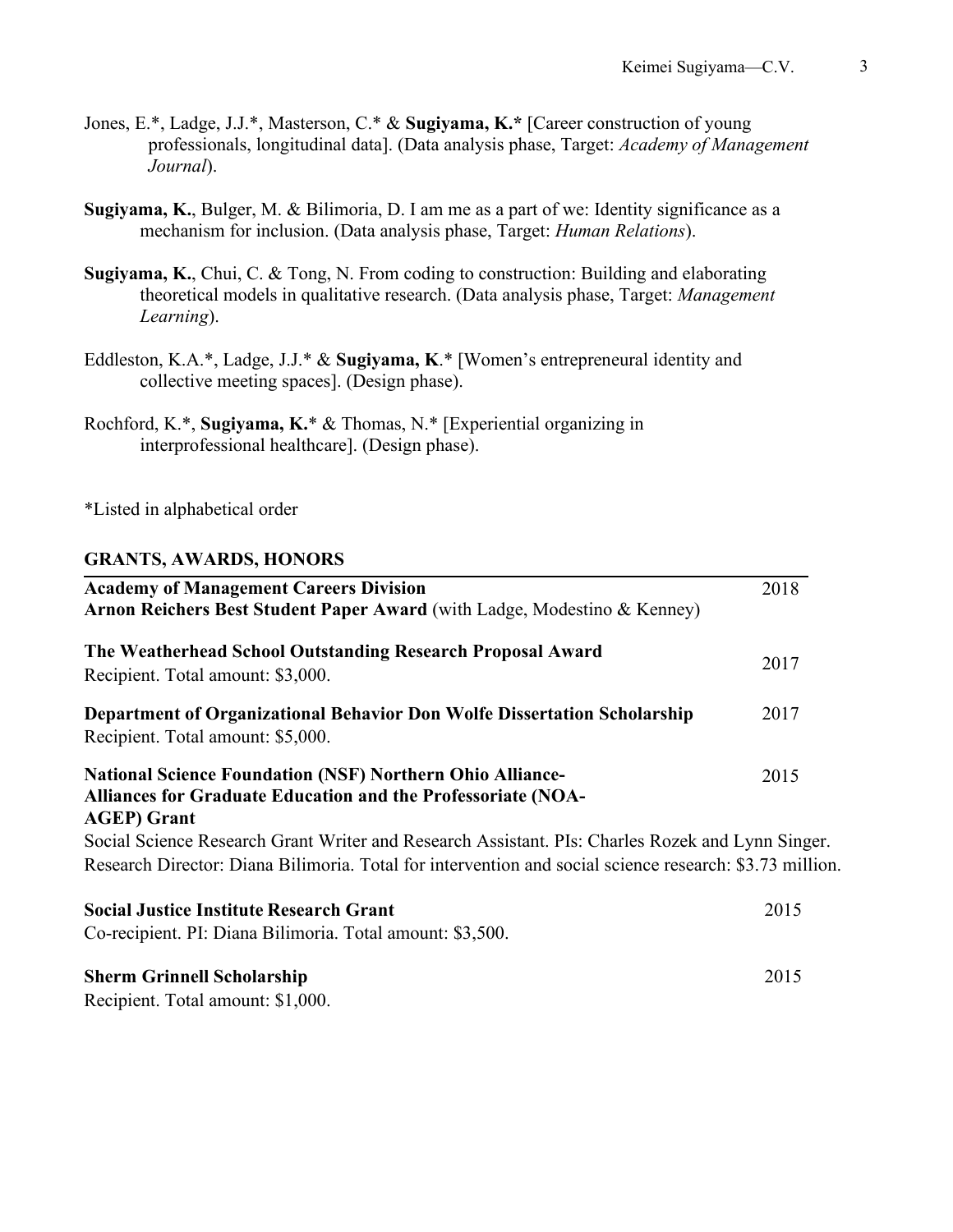Jones, E.*, Ladge, J.J.*, Masterson, C.* & **Sugiyama, K.*** [Career construction of young professionals, longitudinal data]. (Data analysis phase, Target: *Academy of Management Journal*).

**Sugiyama, K.**, Bulger, M. & Bilimoria, D. I am me as a part of we: Identity significance as a mechanism for inclusion. (Data analysis phase, Target: *Human Relations*).

**Sugiyama, K.**, Chui, C. & Tong, N. From coding to construction: Building and elaborating theoretical models in qualitative research. (Data analysis phase, Target: *Management Learning*).

Eddleston, K.A.*, Ladge, J.J.* & **Sugiyama, K**.* [Women's entrepreneurial identity and collective meeting spaces]. (Design phase).

Rochford, K.*, **Sugiyama, K.*** & Thomas, N.* [Experiential organizing in interprofessional healthcare]. (Design phase).

*Listed in alphabetical order

## GRANTS, AWARDS, HONORS

**Academy of Management Careers Division**
**Arnon Reichers Best Student Paper Award** (with Ladge, Modestino & Kenney) — 2018

**The Weatherhead School Outstanding Research Proposal Award** — 2017
Recipient. Total amount: $3,000.

**Department of Organizational Behavior Don Wolfe Dissertation Scholarship** — 2017
Recipient. Total amount: $5,000.

**National Science Foundation (NSF) Northern Ohio Alliance-Alliances for Graduate Education and the Professoriate (NOA-AGEP) Grant** — 2015
Social Science Research Grant Writer and Research Assistant. PIs: Charles Rozek and Lynn Singer. Research Director: Diana Bilimoria. Total for intervention and social science research: $3.73 million.

**Social Justice Institute Research Grant** — 2015
Co-recipient. PI: Diana Bilimoria. Total amount: $3,500.

**Sherm Grinnell Scholarship** — 2015
Recipient. Total amount: $1,000.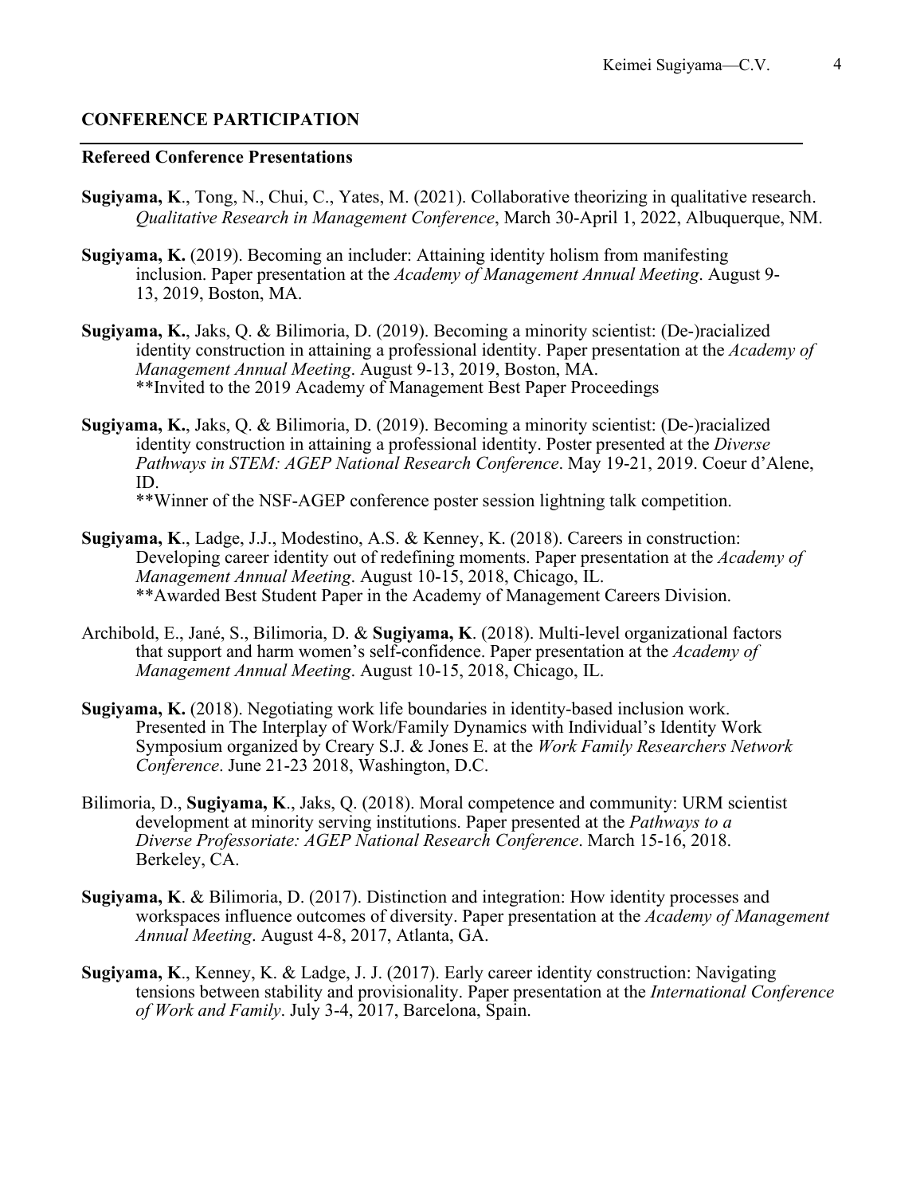## CONFERENCE PARTICIPATION

### Refereed Conference Presentations

**Sugiyama, K**., Tong, N., Chui, C., Yates, M. (2021). Collaborative theorizing in qualitative research. *Qualitative Research in Management Conference*, March 30-April 1, 2022, Albuquerque, NM.

**Sugiyama, K.** (2019). Becoming an includer: Attaining identity holism from manifesting inclusion. Paper presentation at the *Academy of Management Annual Meeting*. August 9-13, 2019, Boston, MA.

**Sugiyama, K.**, Jaks, Q. & Bilimoria, D. (2019). Becoming a minority scientist: (De-)racialized identity construction in attaining a professional identity. Paper presentation at the *Academy of Management Annual Meeting*. August 9-13, 2019, Boston, MA.
**Invited to the 2019 Academy of Management Best Paper Proceedings

**Sugiyama, K.**, Jaks, Q. & Bilimoria, D. (2019). Becoming a minority scientist: (De-)racialized identity construction in attaining a professional identity. Poster presented at the *Diverse Pathways in STEM: AGEP National Research Conference*. May 19-21, 2019. Coeur d'Alene, ID.
**Winner of the NSF-AGEP conference poster session lightning talk competition.

**Sugiyama, K**., Ladge, J.J., Modestino, A.S. & Kenney, K. (2018). Careers in construction: Developing career identity out of redefining moments. Paper presentation at the *Academy of Management Annual Meeting*. August 10-15, 2018, Chicago, IL.
**Awarded Best Student Paper in the Academy of Management Careers Division.

Archibold, E., Jané, S., Bilimoria, D. & **Sugiyama, K**. (2018). Multi-level organizational factors that support and harm women's self-confidence. Paper presentation at the *Academy of Management Annual Meeting*. August 10-15, 2018, Chicago, IL.

**Sugiyama, K.** (2018). Negotiating work life boundaries in identity-based inclusion work. Presented in The Interplay of Work/Family Dynamics with Individual's Identity Work Symposium organized by Creary S.J. & Jones E. at the *Work Family Researchers Network Conference*. June 21-23 2018, Washington, D.C.

Bilimoria, D., **Sugiyama, K**., Jaks, Q. (2018). Moral competence and community: URM scientist development at minority serving institutions. Paper presented at the *Pathways to a Diverse Professoriate: AGEP National Research Conference*. March 15-16, 2018. Berkeley, CA.

**Sugiyama, K**. & Bilimoria, D. (2017). Distinction and integration: How identity processes and workspaces influence outcomes of diversity. Paper presentation at the *Academy of Management Annual Meeting*. August 4-8, 2017, Atlanta, GA.

**Sugiyama, K**., Kenney, K. & Ladge, J. J. (2017). Early career identity construction: Navigating tensions between stability and provisionality. Paper presentation at the *International Conference of Work and Family*. July 3-4, 2017, Barcelona, Spain.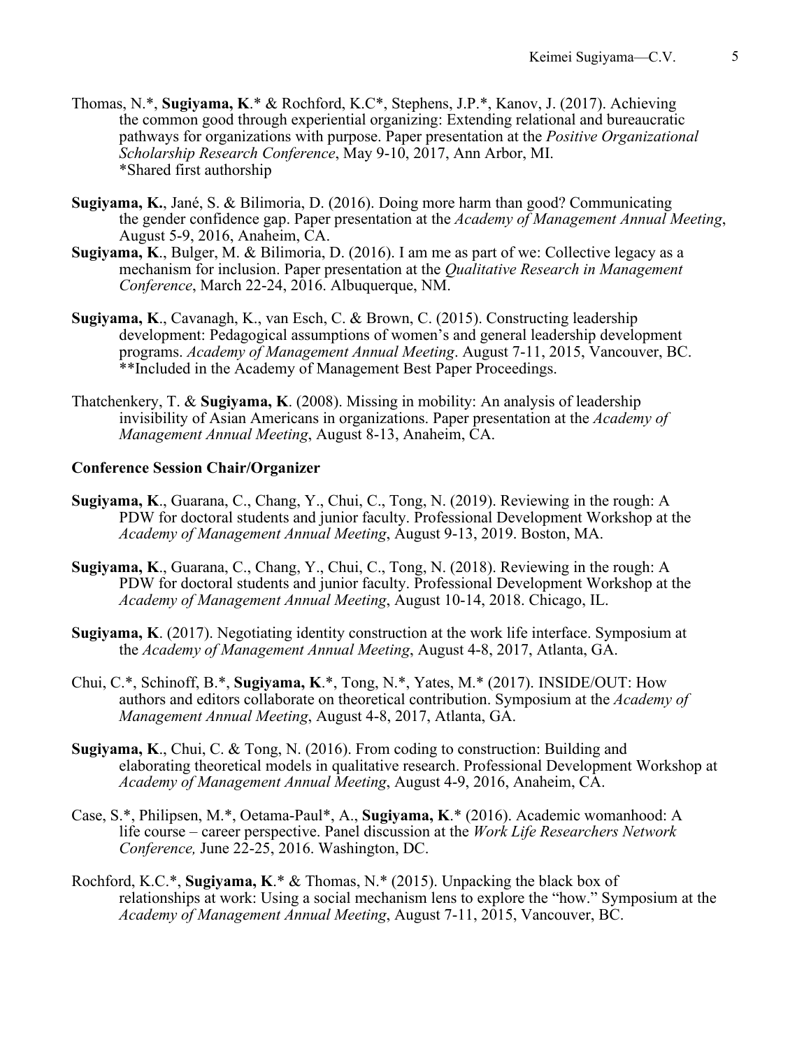Thomas, N.*, **Sugiyama, K**.* & Rochford, K.C*, Stephens, J.P.*, Kanov, J. (2017). Achieving the common good through experiential organizing: Extending relational and bureaucratic pathways for organizations with purpose. Paper presentation at the *Positive Organizational Scholarship Research Conference*, May 9-10, 2017, Ann Arbor, MI.
*Shared first authorship

**Sugiyama, K.**, Jané, S. & Bilimoria, D. (2016). Doing more harm than good? Communicating the gender confidence gap. Paper presentation at the *Academy of Management Annual Meeting*, August 5-9, 2016, Anaheim, CA.

**Sugiyama, K**., Bulger, M. & Bilimoria, D. (2016). I am me as part of we: Collective legacy as a mechanism for inclusion. Paper presentation at the *Qualitative Research in Management Conference*, March 22-24, 2016. Albuquerque, NM.

**Sugiyama, K**., Cavanagh, K., van Esch, C. & Brown, C. (2015). Constructing leadership development: Pedagogical assumptions of women's and general leadership development programs. *Academy of Management Annual Meeting*. August 7-11, 2015, Vancouver, BC.
**Included in the Academy of Management Best Paper Proceedings.

Thatchenkery, T. & **Sugiyama, K**. (2008). Missing in mobility: An analysis of leadership invisibility of Asian Americans in organizations. Paper presentation at the *Academy of Management Annual Meeting*, August 8-13, Anaheim, CA.

**Conference Session Chair/Organizer**

**Sugiyama, K**., Guarana, C., Chang, Y., Chui, C., Tong, N. (2019). Reviewing in the rough: A PDW for doctoral students and junior faculty. Professional Development Workshop at the *Academy of Management Annual Meeting*, August 9-13, 2019. Boston, MA.

**Sugiyama, K**., Guarana, C., Chang, Y., Chui, C., Tong, N. (2018). Reviewing in the rough: A PDW for doctoral students and junior faculty. Professional Development Workshop at the *Academy of Management Annual Meeting*, August 10-14, 2018. Chicago, IL.

**Sugiyama, K**. (2017). Negotiating identity construction at the work life interface. Symposium at the *Academy of Management Annual Meeting*, August 4-8, 2017, Atlanta, GA.

Chui, C.*, Schinoff, B.*, **Sugiyama, K**.*, Tong, N.*, Yates, M.* (2017). INSIDE/OUT: How authors and editors collaborate on theoretical contribution. Symposium at the *Academy of Management Annual Meeting*, August 4-8, 2017, Atlanta, GA.

**Sugiyama, K**., Chui, C. & Tong, N. (2016). From coding to construction: Building and elaborating theoretical models in qualitative research. Professional Development Workshop at *Academy of Management Annual Meeting*, August 4-9, 2016, Anaheim, CA.

Case, S.*, Philipsen, M.*, Oetama-Paul*, A., **Sugiyama, K**.* (2016). Academic womanhood: A life course – career perspective. Panel discussion at the *Work Life Researchers Network Conference,* June 22-25, 2016. Washington, DC.

Rochford, K.C.*, **Sugiyama, K**.* & Thomas, N.* (2015). Unpacking the black box of relationships at work: Using a social mechanism lens to explore the "how." Symposium at the *Academy of Management Annual Meeting*, August 7-11, 2015, Vancouver, BC.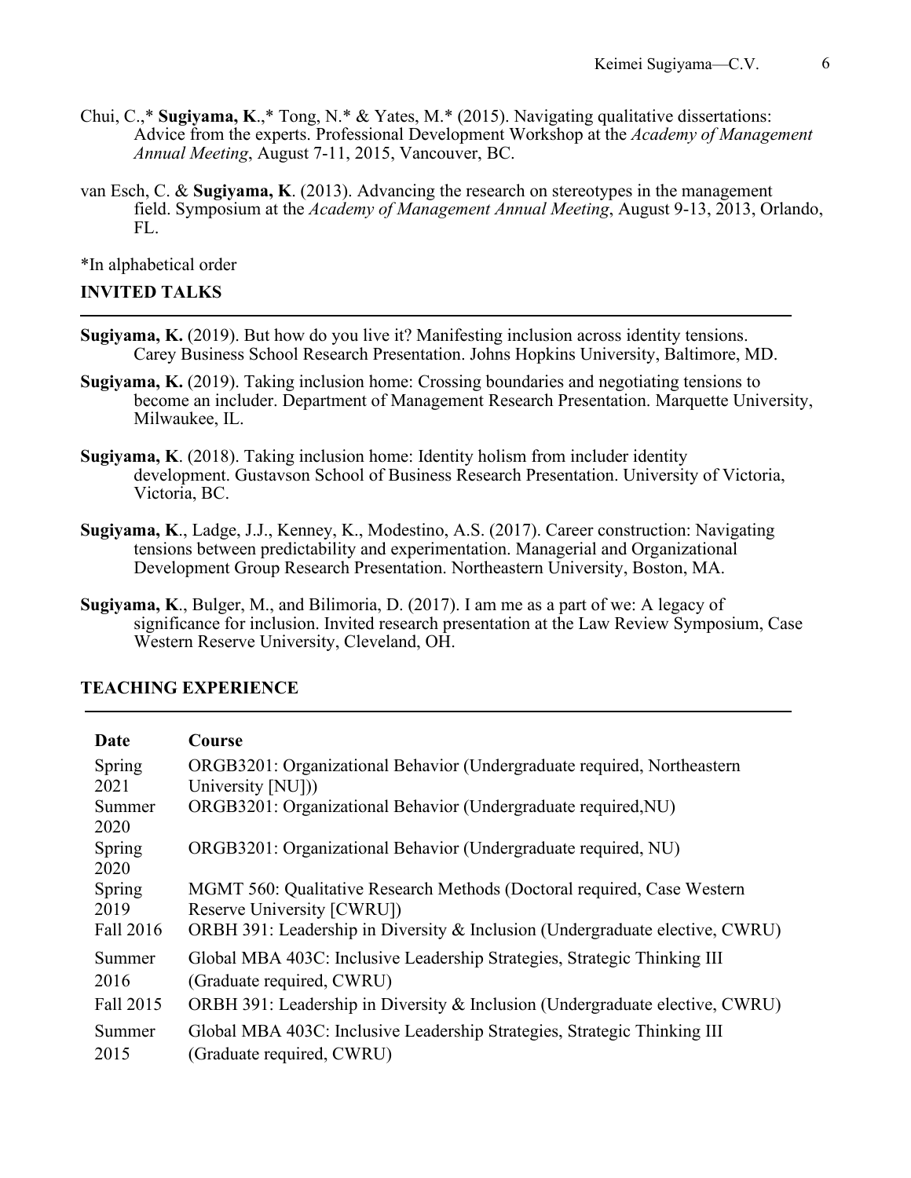Chui, C.,* **Sugiyama, K**.,* Tong, N.* & Yates, M.* (2015). Navigating qualitative dissertations: Advice from the experts. Professional Development Workshop at the *Academy of Management Annual Meeting*, August 7-11, 2015, Vancouver, BC.

van Esch, C. & **Sugiyama, K**. (2013). Advancing the research on stereotypes in the management field. Symposium at the *Academy of Management Annual Meeting*, August 9-13, 2013, Orlando, FL.

*In alphabetical order

## INVITED TALKS

**Sugiyama, K.** (2019). But how do you live it? Manifesting inclusion across identity tensions. Carey Business School Research Presentation. Johns Hopkins University, Baltimore, MD.

**Sugiyama, K.** (2019). Taking inclusion home: Crossing boundaries and negotiating tensions to become an includer. Department of Management Research Presentation. Marquette University, Milwaukee, IL.

**Sugiyama, K**. (2018). Taking inclusion home: Identity holism from includer identity development. Gustavson School of Business Research Presentation. University of Victoria, Victoria, BC.

**Sugiyama, K**., Ladge, J.J., Kenney, K., Modestino, A.S. (2017). Career construction: Navigating tensions between predictability and experimentation. Managerial and Organizational Development Group Research Presentation. Northeastern University, Boston, MA.

**Sugiyama, K**., Bulger, M., and Bilimoria, D. (2017). I am me as a part of we: A legacy of significance for inclusion. Invited research presentation at the Law Review Symposium, Case Western Reserve University, Cleveland, OH.

## TEACHING EXPERIENCE

| Date | Course |
|---|---|
| Spring 2021 | ORGB3201: Organizational Behavior (Undergraduate required, Northeastern University [NU])) |
| Summer 2020 | ORGB3201: Organizational Behavior (Undergraduate required,NU) |
| Spring 2020 | ORGB3201: Organizational Behavior (Undergraduate required, NU) |
| Spring 2019 | MGMT 560: Qualitative Research Methods (Doctoral required, Case Western Reserve University [CWRU]) |
| Fall 2016 | ORBH 391: Leadership in Diversity & Inclusion (Undergraduate elective, CWRU) |
| Summer 2016 | Global MBA 403C: Inclusive Leadership Strategies, Strategic Thinking III (Graduate required, CWRU) |
| Fall 2015 | ORBH 391: Leadership in Diversity & Inclusion (Undergraduate elective, CWRU) |
| Summer 2015 | Global MBA 403C: Inclusive Leadership Strategies, Strategic Thinking III (Graduate required, CWRU) |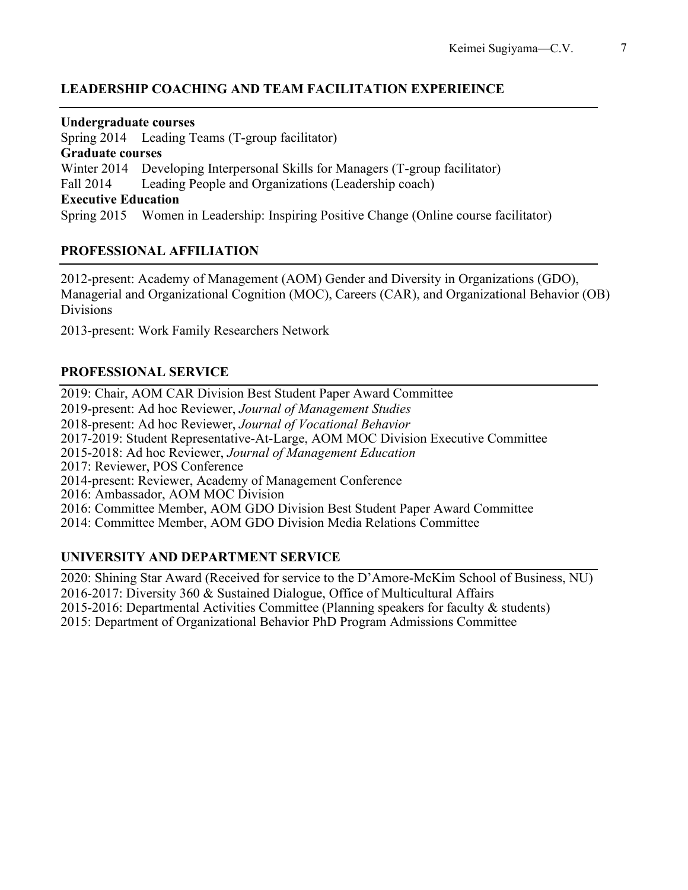## LEADERSHIP COACHING AND TEAM FACILITATION EXPERIEINCE

**Undergraduate courses**

Spring 2014 Leading Teams (T-group facilitator)

**Graduate courses**

Winter 2014 Developing Interpersonal Skills for Managers (T-group facilitator)

Fall 2014 Leading People and Organizations (Leadership coach)

**Executive Education**

Spring 2015 Women in Leadership: Inspiring Positive Change (Online course facilitator)

## PROFESSIONAL AFFILIATION

2012-present: Academy of Management (AOM) Gender and Diversity in Organizations (GDO), Managerial and Organizational Cognition (MOC), Careers (CAR), and Organizational Behavior (OB) Divisions

2013-present: Work Family Researchers Network

## PROFESSIONAL SERVICE

2019: Chair, AOM CAR Division Best Student Paper Award Committee
2019-present: Ad hoc Reviewer, *Journal of Management Studies*
2018-present: Ad hoc Reviewer, *Journal of Vocational Behavior*
2017-2019: Student Representative-At-Large, AOM MOC Division Executive Committee
2015-2018: Ad hoc Reviewer, *Journal of Management Education*
2017: Reviewer, POS Conference
2014-present: Reviewer, Academy of Management Conference
2016: Ambassador, AOM MOC Division
2016: Committee Member, AOM GDO Division Best Student Paper Award Committee
2014: Committee Member, AOM GDO Division Media Relations Committee

## UNIVERSITY AND DEPARTMENT SERVICE

2020: Shining Star Award (Received for service to the D'Amore-McKim School of Business, NU)
2016-2017: Diversity 360 & Sustained Dialogue, Office of Multicultural Affairs
2015-2016: Departmental Activities Committee (Planning speakers for faculty & students)
2015: Department of Organizational Behavior PhD Program Admissions Committee